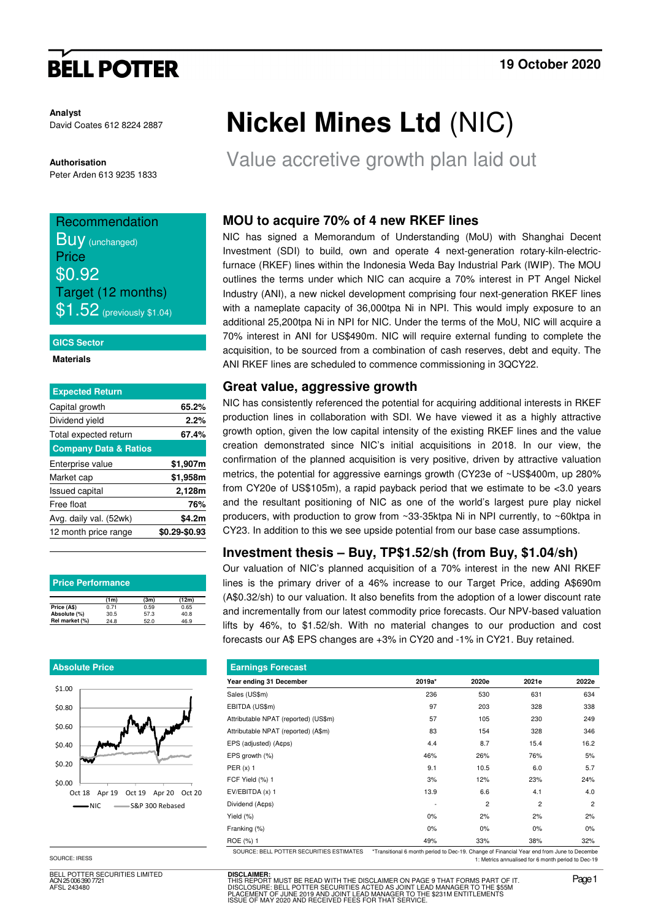**BELL POTTER**

19 October 2020

**Analyst**
David Coates 612 8224 2887

**Authorisation**
Peter Arden 613 9235 1833

# Nickel Mines Ltd (NIC)

## Value accretive growth plan laid out

Recommendation
**Buy** (unchanged)
Price
**$0.92**
Target (12 months)
**$1.52** (previously $1.04)

**GICS Sector**

**Materials**

| Expected Return | |
|---|---|
| Capital growth | **65.2%** |
| Dividend yield | **2.2%** |
| Total expected return | **67.4%** |
| **Company Data & Ratios** | |
| Enterprise value | **$1,907m** |
| Market cap | **$1,958m** |
| Issued capital | **2,128m** |
| Free float | **76%** |
| Avg. daily val. (52wk) | **$4.2m** |
| 12 month price range | **$0.29-$0.93** |

**Price Performance**

| | (1m) | (3m) | (12m) |
|---|---|---|---|
| Price (A$) | 0.71 | 0.59 | 0.65 |
| Absolute (%) | 30.5 | 57.3 | 40.8 |
| Rel market (%) | 24.8 | 52.0 | 46.9 |

**Absolute Price**

SOURCE: IRESS

### MOU to acquire 70% of 4 new RKEF lines

NIC has signed a Memorandum of Understanding (MoU) with Shanghai Decent Investment (SDI) to build, own and operate 4 next-generation rotary-kiln-electric-furnace (RKEF) lines within the Indonesia Weda Bay Industrial Park (IWIP). The MOU outlines the terms under which NIC can acquire a 70% interest in PT Angel Nickel Industry (ANI), a new nickel development comprising four next-generation RKEF lines with a nameplate capacity of 36,000tpa Ni in NPI. This would imply exposure to an additional 25,200tpa Ni in NPI for NIC. Under the terms of the MoU, NIC will acquire a 70% interest in ANI for US$490m. NIC will require external funding to complete the acquisition, to be sourced from a combination of cash reserves, debt and equity. The ANI RKEF lines are scheduled to commence commissioning in 3QCY22.

### Great value, aggressive growth

NIC has consistently referenced the potential for acquiring additional interests in RKEF production lines in collaboration with SDI. We have viewed it as a highly attractive growth option, given the low capital intensity of the existing RKEF lines and the value creation demonstrated since NIC's initial acquisitions in 2018. In our view, the confirmation of the planned acquisition is very positive, driven by attractive valuation metrics, the potential for aggressive earnings growth (CY23e of ~US$400m, up 280% from CY20e of US$105m), a rapid payback period that we estimate to be <3.0 years and the resultant positioning of NIC as one of the world's largest pure play nickel producers, with production to grow from ~33-35ktpa Ni in NPI currently, to ~60ktpa in CY23. In addition to this we see upside potential from our base case assumptions.

### Investment thesis – Buy, TP$1.52/sh (from Buy, $1.04/sh)

Our valuation of NIC's planned acquisition of a 70% interest in the new ANI RKEF lines is the primary driver of a 46% increase to our Target Price, adding A$690m (A$0.32/sh) to our valuation. It also benefits from the adoption of a lower discount rate and incrementally from our latest commodity price forecasts. Our NPV-based valuation lifts by 46%, to $1.52/sh. With no material changes to our production and cost forecasts our A$ EPS changes are +3% in CY20 and -1% in CY21. Buy retained.

**Earnings Forecast**

| Year ending 31 December | 2019a* | 2020e | 2021e | 2022e |
|---|---|---|---|---|
| Sales (US$m) | 236 | 530 | 631 | 634 |
| EBITDA (US$m) | 97 | 203 | 328 | 338 |
| Attributable NPAT (reported) (US$m) | 57 | 105 | 230 | 249 |
| Attributable NPAT (reported) (A$m) | 83 | 154 | 328 | 346 |
| EPS (adjusted) (A¢ps) | 4.4 | 8.7 | 15.4 | 16.2 |
| EPS growth (%) | 46% | 26% | 76% | 5% |
| PER (x) 1 | 9.1 | 10.5 | 6.0 | 5.7 |
| FCF Yield (%) 1 | 3% | 12% | 23% | 24% |
| EV/EBITDA (x) 1 | 13.9 | 6.6 | 4.1 | 4.0 |
| Dividend (A¢ps) | - | 2 | 2 | 2 |
| Yield (%) | 0% | 2% | 2% | 2% |
| Franking (%) | 0% | 0% | 0% | 0% |
| ROE (%) 1 | 49% | 33% | 38% | 32% |

SOURCE: BELL POTTER SECURITIES ESTIMATES *Transitional 6 month period to Dec-19. Change of Financial Year end from June to December 1: Metrics annualised for 6 month period to Dec-19

BELL POTTER SECURITIES LIMITED
ACN 25 006 390 7721
AFSL 243480

**DISCLAIMER:**
THIS REPORT MUST BE READ WITH THE DISCLAIMER ON PAGE 9 THAT FORMS PART OF IT.
DISCLOSURE: BELL POTTER SECURITIES ACTED AS JOINT LEAD MANAGER TO THE $55M PLACEMENT OF JUNE 2019 AND JOINT LEAD MANAGER TO THE $231M ENTITLEMENTS ISSUE OF MAY 2020 AND RECEIVED FEES FOR THAT SERVICE.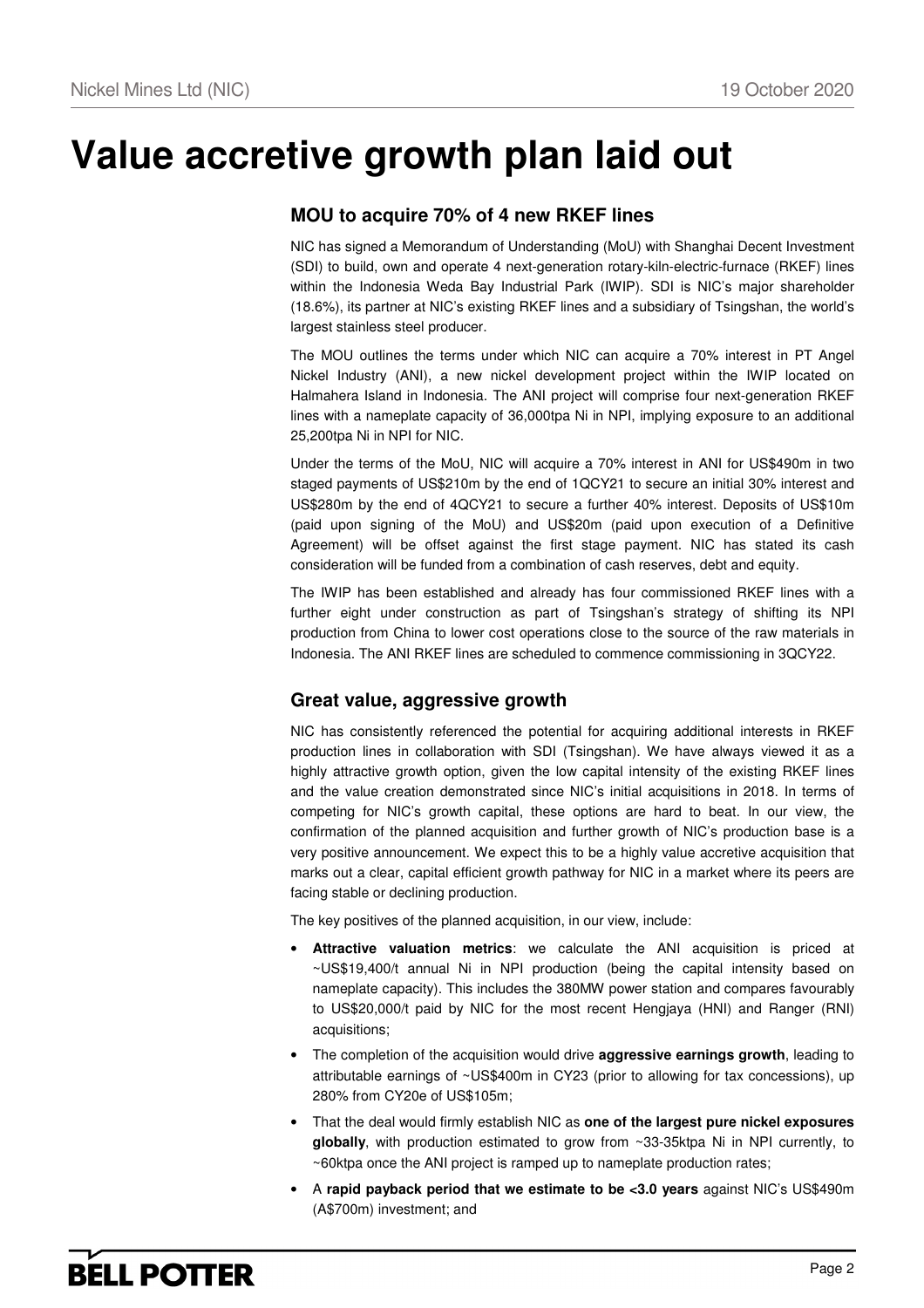# Value accretive growth plan laid out

## MOU to acquire 70% of 4 new RKEF lines

NIC has signed a Memorandum of Understanding (MoU) with Shanghai Decent Investment (SDI) to build, own and operate 4 next-generation rotary-kiln-electric-furnace (RKEF) lines within the Indonesia Weda Bay Industrial Park (IWIP). SDI is NIC's major shareholder (18.6%), its partner at NIC's existing RKEF lines and a subsidiary of Tsingshan, the world's largest stainless steel producer.

The MOU outlines the terms under which NIC can acquire a 70% interest in PT Angel Nickel Industry (ANI), a new nickel development project within the IWIP located on Halmahera Island in Indonesia. The ANI project will comprise four next-generation RKEF lines with a nameplate capacity of 36,000tpa Ni in NPI, implying exposure to an additional 25,200tpa Ni in NPI for NIC.

Under the terms of the MoU, NIC will acquire a 70% interest in ANI for US$490m in two staged payments of US$210m by the end of 1QCY21 to secure an initial 30% interest and US$280m by the end of 4QCY21 to secure a further 40% interest. Deposits of US$10m (paid upon signing of the MoU) and US$20m (paid upon execution of a Definitive Agreement) will be offset against the first stage payment. NIC has stated its cash consideration will be funded from a combination of cash reserves, debt and equity.

The IWIP has been established and already has four commissioned RKEF lines with a further eight under construction as part of Tsingshan's strategy of shifting its NPI production from China to lower cost operations close to the source of the raw materials in Indonesia. The ANI RKEF lines are scheduled to commence commissioning in 3QCY22.

## Great value, aggressive growth

NIC has consistently referenced the potential for acquiring additional interests in RKEF production lines in collaboration with SDI (Tsingshan). We have always viewed it as a highly attractive growth option, given the low capital intensity of the existing RKEF lines and the value creation demonstrated since NIC's initial acquisitions in 2018. In terms of competing for NIC's growth capital, these options are hard to beat. In our view, the confirmation of the planned acquisition and further growth of NIC's production base is a very positive announcement. We expect this to be a highly value accretive acquisition that marks out a clear, capital efficient growth pathway for NIC in a market where its peers are facing stable or declining production.

The key positives of the planned acquisition, in our view, include:

- **Attractive valuation metrics**: we calculate the ANI acquisition is priced at ~US$19,400/t annual Ni in NPI production (being the capital intensity based on nameplate capacity). This includes the 380MW power station and compares favourably to US$20,000/t paid by NIC for the most recent Hengjaya (HNI) and Ranger (RNI) acquisitions;
- The completion of the acquisition would drive **aggressive earnings growth**, leading to attributable earnings of ~US$400m in CY23 (prior to allowing for tax concessions), up 280% from CY20e of US$105m;
- That the deal would firmly establish NIC as **one of the largest pure nickel exposures globally**, with production estimated to grow from ~33-35ktpa Ni in NPI currently, to ~60ktpa once the ANI project is ramped up to nameplate production rates;
- A **rapid payback period that we estimate to be <3.0 years** against NIC's US$490m (A$700m) investment; and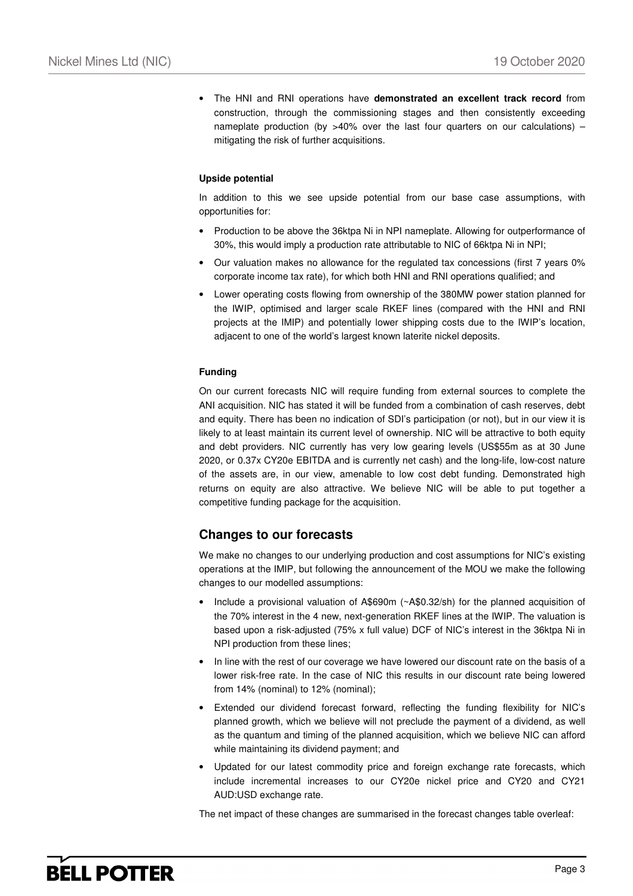- The HNI and RNI operations have **demonstrated an excellent track record** from construction, through the commissioning stages and then consistently exceeding nameplate production (by >40% over the last four quarters on our calculations) – mitigating the risk of further acquisitions.

#### Upside potential

In addition to this we see upside potential from our base case assumptions, with opportunities for:

- Production to be above the 36ktpa Ni in NPI nameplate. Allowing for outperformance of 30%, this would imply a production rate attributable to NIC of 66ktpa Ni in NPI;
- Our valuation makes no allowance for the regulated tax concessions (first 7 years 0% corporate income tax rate), for which both HNI and RNI operations qualified; and
- Lower operating costs flowing from ownership of the 380MW power station planned for the IWIP, optimised and larger scale RKEF lines (compared with the HNI and RNI projects at the IMIP) and potentially lower shipping costs due to the IWIP's location, adjacent to one of the world's largest known laterite nickel deposits.

#### Funding

On our current forecasts NIC will require funding from external sources to complete the ANI acquisition. NIC has stated it will be funded from a combination of cash reserves, debt and equity. There has been no indication of SDI's participation (or not), but in our view it is likely to at least maintain its current level of ownership. NIC will be attractive to both equity and debt providers. NIC currently has very low gearing levels (US$55m as at 30 June 2020, or 0.37x CY20e EBITDA and is currently net cash) and the long-life, low-cost nature of the assets are, in our view, amenable to low cost debt funding. Demonstrated high returns on equity are also attractive. We believe NIC will be able to put together a competitive funding package for the acquisition.

## Changes to our forecasts

We make no changes to our underlying production and cost assumptions for NIC's existing operations at the IMIP, but following the announcement of the MOU we make the following changes to our modelled assumptions:

- Include a provisional valuation of A$690m (~A$0.32/sh) for the planned acquisition of the 70% interest in the 4 new, next-generation RKEF lines at the IWIP. The valuation is based upon a risk-adjusted (75% x full value) DCF of NIC's interest in the 36ktpa Ni in NPI production from these lines;
- In line with the rest of our coverage we have lowered our discount rate on the basis of a lower risk-free rate. In the case of NIC this results in our discount rate being lowered from 14% (nominal) to 12% (nominal);
- Extended our dividend forecast forward, reflecting the funding flexibility for NIC's planned growth, which we believe will not preclude the payment of a dividend, as well as the quantum and timing of the planned acquisition, which we believe NIC can afford while maintaining its dividend payment; and
- Updated for our latest commodity price and foreign exchange rate forecasts, which include incremental increases to our CY20e nickel price and CY20 and CY21 AUD:USD exchange rate.

The net impact of these changes are summarised in the forecast changes table overleaf: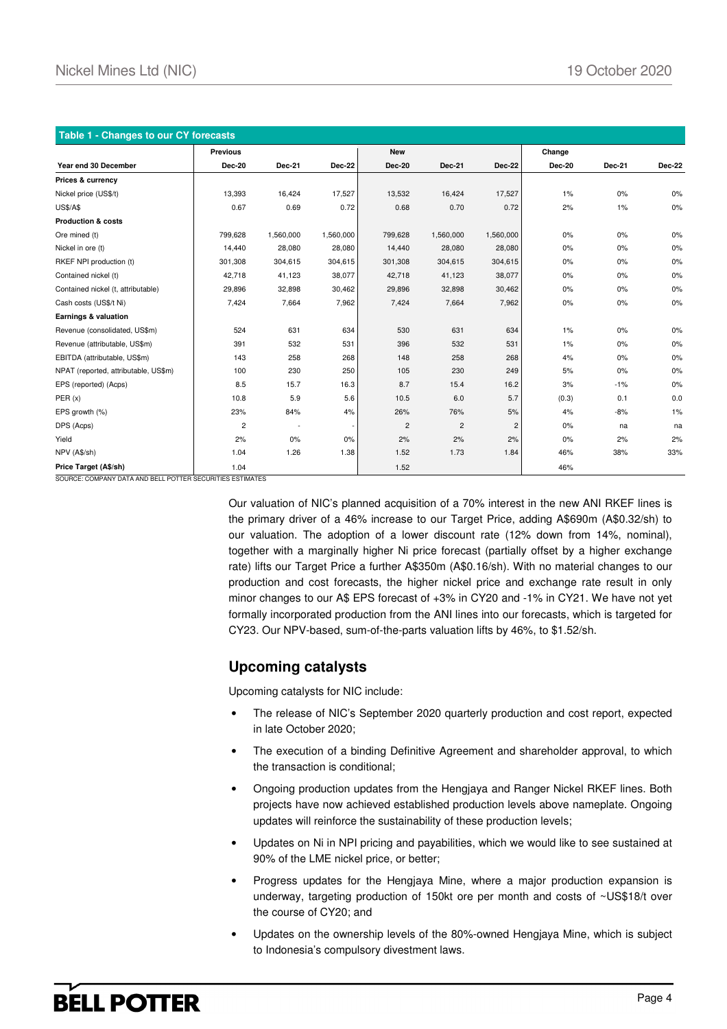**Table 1 - Changes to our CY forecasts**

| | Previous | | | New | | | Change | | |
|---|---|---|---|---|---|---|---|---|---|
| **Year end 30 December** | **Dec-20** | **Dec-21** | **Dec-22** | **Dec-20** | **Dec-21** | **Dec-22** | **Dec-20** | **Dec-21** | **Dec-22** |
| **Prices & currency** | | | | | | | | | |
| Nickel price (US$/t) | 13,393 | 16,424 | 17,527 | 13,532 | 16,424 | 17,527 | 1% | 0% | 0% |
| US$/A$ | 0.67 | 0.69 | 0.72 | 0.68 | 0.70 | 0.72 | 2% | 1% | 0% |
| **Production & costs** | | | | | | | | | |
| Ore mined (t) | 799,628 | 1,560,000 | 1,560,000 | 799,628 | 1,560,000 | 1,560,000 | 0% | 0% | 0% |
| Nickel in ore (t) | 14,440 | 28,080 | 28,080 | 14,440 | 28,080 | 28,080 | 0% | 0% | 0% |
| RKEF NPI production (t) | 301,308 | 304,615 | 304,615 | 301,308 | 304,615 | 304,615 | 0% | 0% | 0% |
| Contained nickel (t) | 42,718 | 41,123 | 38,077 | 42,718 | 41,123 | 38,077 | 0% | 0% | 0% |
| Contained nickel (t, attributable) | 29,896 | 32,898 | 30,462 | 29,896 | 32,898 | 30,462 | 0% | 0% | 0% |
| Cash costs (US$/t Ni) | 7,424 | 7,664 | 7,962 | 7,424 | 7,664 | 7,962 | 0% | 0% | 0% |
| **Earnings & valuation** | | | | | | | | | |
| Revenue (consolidated, US$m) | 524 | 631 | 634 | 530 | 631 | 634 | 1% | 0% | 0% |
| Revenue (attributable, US$m) | 391 | 532 | 531 | 396 | 532 | 531 | 1% | 0% | 0% |
| EBITDA (attributable, US$m) | 143 | 258 | 268 | 148 | 258 | 268 | 4% | 0% | 0% |
| NPAT (reported, attributable, US$m) | 100 | 230 | 250 | 105 | 230 | 249 | 5% | 0% | 0% |
| EPS (reported) (Acps) | 8.5 | 15.7 | 16.3 | 8.7 | 15.4 | 16.2 | 3% | -1% | 0% |
| PER (x) | 10.8 | 5.9 | 5.6 | 10.5 | 6.0 | 5.7 | (0.3) | 0.1 | 0.0 |
| EPS growth (%) | 23% | 84% | 4% | 26% | 76% | 5% | 4% | -8% | 1% |
| DPS (Acps) | 2 | - | - | 2 | 2 | 2 | 0% | na | na |
| Yield | 2% | 0% | 0% | 2% | 2% | 2% | 0% | 2% | 2% |
| NPV (A$/sh) | 1.04 | 1.26 | 1.38 | 1.52 | 1.73 | 1.84 | 46% | 38% | 33% |
| **Price Target (A$/sh)** | 1.04 | | | 1.52 | | | 46% | | |

SOURCE: COMPANY DATA AND BELL POTTER SECURITIES ESTIMATES

Our valuation of NIC's planned acquisition of a 70% interest in the new ANI RKEF lines is the primary driver of a 46% increase to our Target Price, adding A$690m (A$0.32/sh) to our valuation. The adoption of a lower discount rate (12% down from 14%, nominal), together with a marginally higher Ni price forecast (partially offset by a higher exchange rate) lifts our Target Price a further A$350m (A$0.16/sh). With no material changes to our production and cost forecasts, the higher nickel price and exchange rate result in only minor changes to our A$ EPS forecast of +3% in CY20 and -1% in CY21. We have not yet formally incorporated production from the ANI lines into our forecasts, which is targeted for CY23. Our NPV-based, sum-of-the-parts valuation lifts by 46%, to $1.52/sh.

## Upcoming catalysts

Upcoming catalysts for NIC include:

- The release of NIC's September 2020 quarterly production and cost report, expected in late October 2020;
- The execution of a binding Definitive Agreement and shareholder approval, to which the transaction is conditional;
- Ongoing production updates from the Hengjaya and Ranger Nickel RKEF lines. Both projects have now achieved established production levels above nameplate. Ongoing updates will reinforce the sustainability of these production levels;
- Updates on Ni in NPI pricing and payabilities, which we would like to see sustained at 90% of the LME nickel price, or better;
- Progress updates for the Hengjaya Mine, where a major production expansion is underway, targeting production of 150kt ore per month and costs of ~US$18/t over the course of CY20; and
- Updates on the ownership levels of the 80%-owned Hengjaya Mine, which is subject to Indonesia's compulsory divestment laws.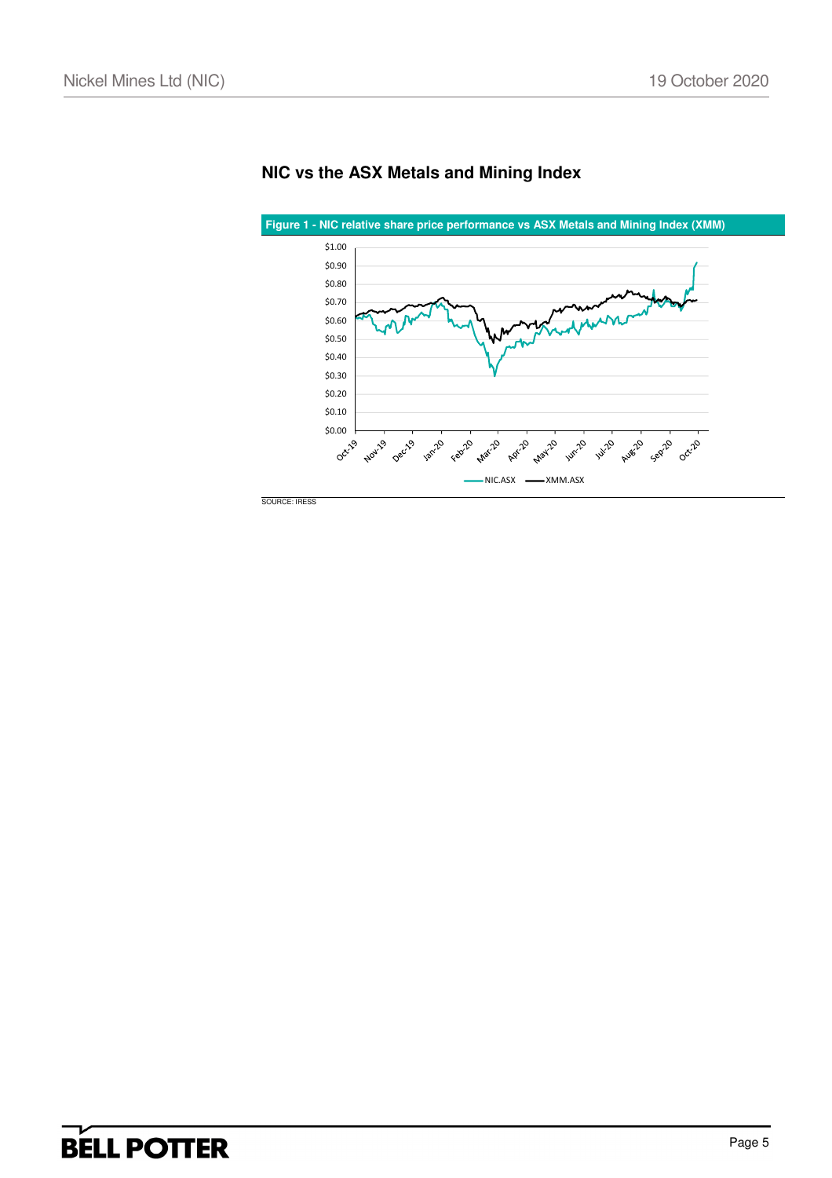## NIC vs the ASX Metals and Mining Index

**Figure 1 - NIC relative share price performance vs ASX Metals and Mining Index (XMM)**

SOURCE: IRESS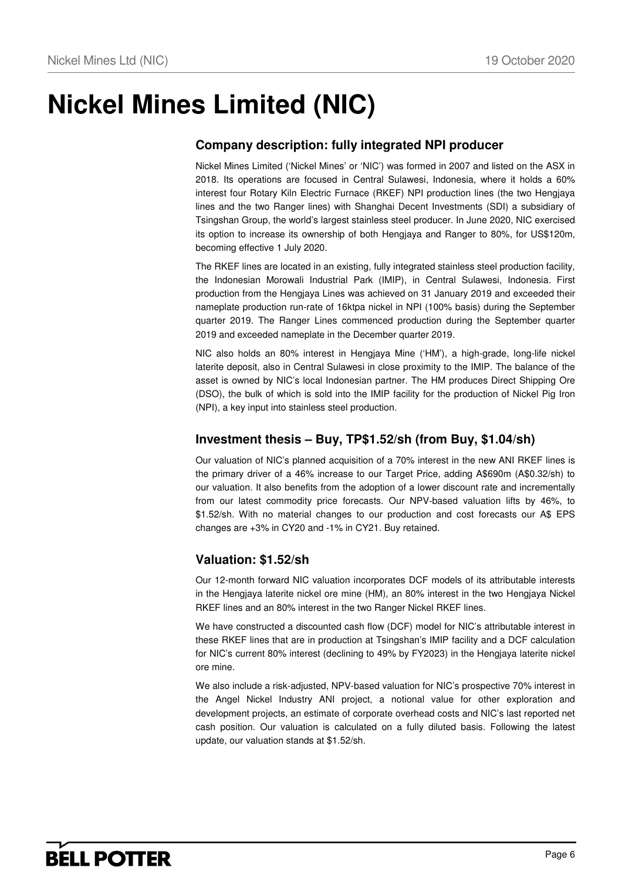# Nickel Mines Limited (NIC)

## Company description: fully integrated NPI producer

Nickel Mines Limited ('Nickel Mines' or 'NIC') was formed in 2007 and listed on the ASX in 2018. Its operations are focused in Central Sulawesi, Indonesia, where it holds a 60% interest four Rotary Kiln Electric Furnace (RKEF) NPI production lines (the two Hengjaya lines and the two Ranger lines) with Shanghai Decent Investments (SDI) a subsidiary of Tsingshan Group, the world's largest stainless steel producer. In June 2020, NIC exercised its option to increase its ownership of both Hengjaya and Ranger to 80%, for US$120m, becoming effective 1 July 2020.

The RKEF lines are located in an existing, fully integrated stainless steel production facility, the Indonesian Morowali Industrial Park (IMIP), in Central Sulawesi, Indonesia. First production from the Hengjaya Lines was achieved on 31 January 2019 and exceeded their nameplate production run-rate of 16ktpa nickel in NPI (100% basis) during the September quarter 2019. The Ranger Lines commenced production during the September quarter 2019 and exceeded nameplate in the December quarter 2019.

NIC also holds an 80% interest in Hengjaya Mine ('HM'), a high-grade, long-life nickel laterite deposit, also in Central Sulawesi in close proximity to the IMIP. The balance of the asset is owned by NIC's local Indonesian partner. The HM produces Direct Shipping Ore (DSO), the bulk of which is sold into the IMIP facility for the production of Nickel Pig Iron (NPI), a key input into stainless steel production.

## Investment thesis – Buy, TP$1.52/sh (from Buy, $1.04/sh)

Our valuation of NIC's planned acquisition of a 70% interest in the new ANI RKEF lines is the primary driver of a 46% increase to our Target Price, adding A$690m (A$0.32/sh) to our valuation. It also benefits from the adoption of a lower discount rate and incrementally from our latest commodity price forecasts. Our NPV-based valuation lifts by 46%, to $1.52/sh. With no material changes to our production and cost forecasts our A$ EPS changes are +3% in CY20 and -1% in CY21. Buy retained.

## Valuation: $1.52/sh

Our 12-month forward NIC valuation incorporates DCF models of its attributable interests in the Hengjaya laterite nickel ore mine (HM), an 80% interest in the two Hengjaya Nickel RKEF lines and an 80% interest in the two Ranger Nickel RKEF lines.

We have constructed a discounted cash flow (DCF) model for NIC's attributable interest in these RKEF lines that are in production at Tsingshan's IMIP facility and a DCF calculation for NIC's current 80% interest (declining to 49% by FY2023) in the Hengjaya laterite nickel ore mine.

We also include a risk-adjusted, NPV-based valuation for NIC's prospective 70% interest in the Angel Nickel Industry ANI project, a notional value for other exploration and development projects, an estimate of corporate overhead costs and NIC's last reported net cash position. Our valuation is calculated on a fully diluted basis. Following the latest update, our valuation stands at $1.52/sh.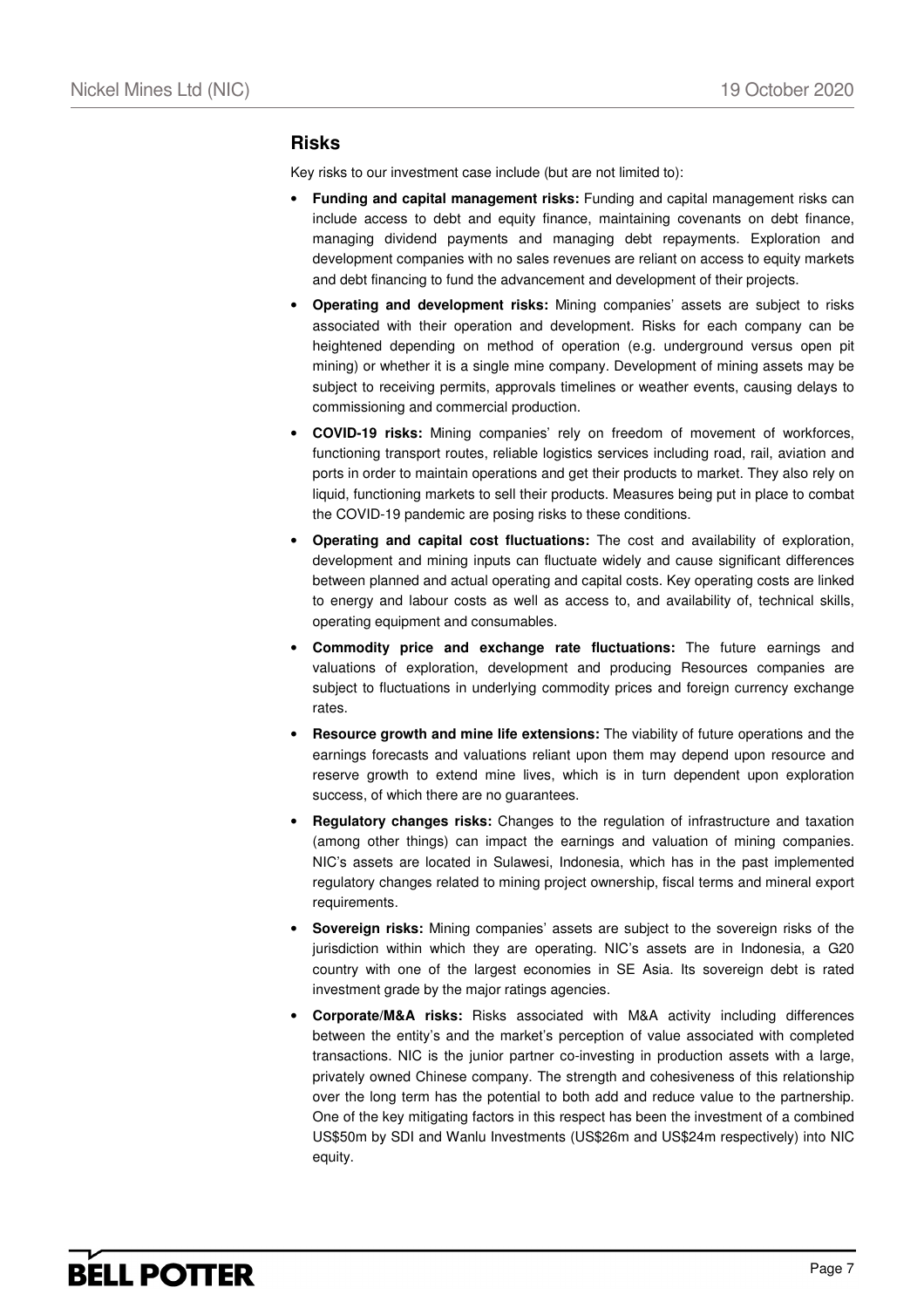## Risks

Key risks to our investment case include (but are not limited to):

- **Funding and capital management risks:** Funding and capital management risks can include access to debt and equity finance, maintaining covenants on debt finance, managing dividend payments and managing debt repayments. Exploration and development companies with no sales revenues are reliant on access to equity markets and debt financing to fund the advancement and development of their projects.
- **Operating and development risks:** Mining companies' assets are subject to risks associated with their operation and development. Risks for each company can be heightened depending on method of operation (e.g. underground versus open pit mining) or whether it is a single mine company. Development of mining assets may be subject to receiving permits, approvals timelines or weather events, causing delays to commissioning and commercial production.
- **COVID-19 risks:** Mining companies' rely on freedom of movement of workforces, functioning transport routes, reliable logistics services including road, rail, aviation and ports in order to maintain operations and get their products to market. They also rely on liquid, functioning markets to sell their products. Measures being put in place to combat the COVID-19 pandemic are posing risks to these conditions.
- **Operating and capital cost fluctuations:** The cost and availability of exploration, development and mining inputs can fluctuate widely and cause significant differences between planned and actual operating and capital costs. Key operating costs are linked to energy and labour costs as well as access to, and availability of, technical skills, operating equipment and consumables.
- **Commodity price and exchange rate fluctuations:** The future earnings and valuations of exploration, development and producing Resources companies are subject to fluctuations in underlying commodity prices and foreign currency exchange rates.
- **Resource growth and mine life extensions:** The viability of future operations and the earnings forecasts and valuations reliant upon them may depend upon resource and reserve growth to extend mine lives, which is in turn dependent upon exploration success, of which there are no guarantees.
- **Regulatory changes risks:** Changes to the regulation of infrastructure and taxation (among other things) can impact the earnings and valuation of mining companies. NIC's assets are located in Sulawesi, Indonesia, which has in the past implemented regulatory changes related to mining project ownership, fiscal terms and mineral export requirements.
- **Sovereign risks:** Mining companies' assets are subject to the sovereign risks of the jurisdiction within which they are operating. NIC's assets are in Indonesia, a G20 country with one of the largest economies in SE Asia. Its sovereign debt is rated investment grade by the major ratings agencies.
- **Corporate/M&A risks:** Risks associated with M&A activity including differences between the entity's and the market's perception of value associated with completed transactions. NIC is the junior partner co-investing in production assets with a large, privately owned Chinese company. The strength and cohesiveness of this relationship over the long term has the potential to both add and reduce value to the partnership. One of the key mitigating factors in this respect has been the investment of a combined US$50m by SDI and Wanlu Investments (US$26m and US$24m respectively) into NIC equity.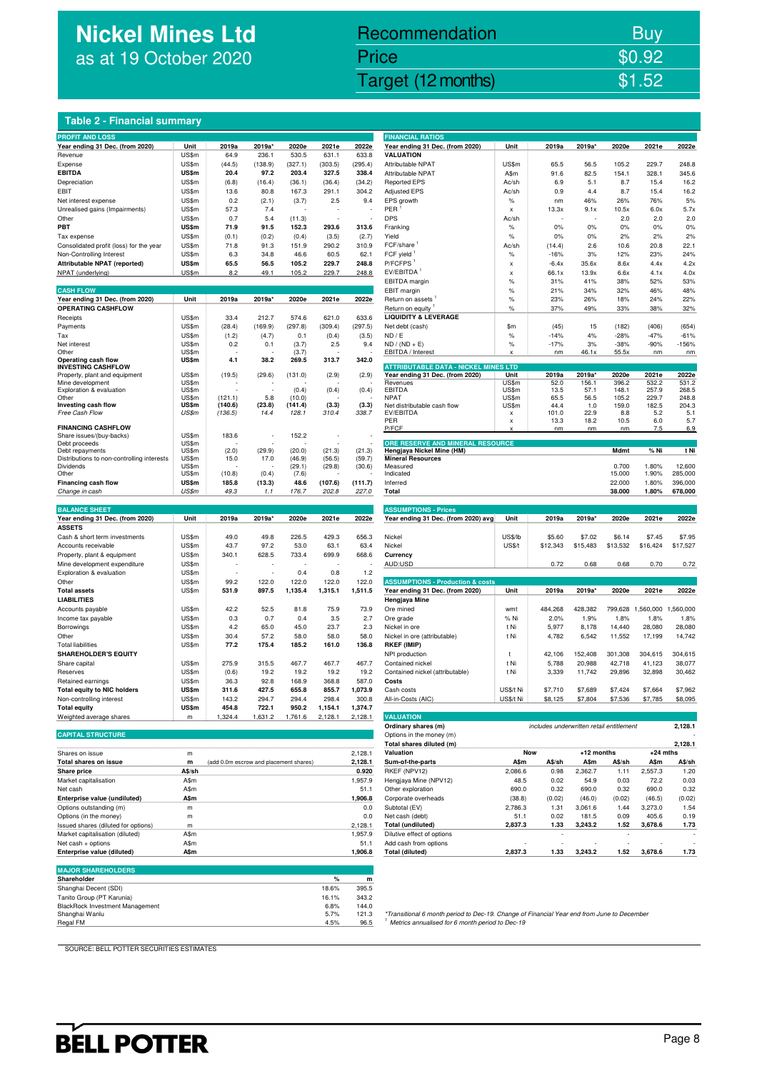# Nickel Mines Ltd
as at 19 October 2020

| Recommendation | Buy |
|---|---|
| Price | $0.92 |
| Target (12 months) | $1.52 |

## Table 2 - Financial summary

| PROFIT AND LOSS | | | | | | |
|---|---|---|---|---|---|---|
| Year ending 31 Dec. (from 2020) | Unit | 2019a | 2019a* | 2020e | 2021e | 2022e |
| Revenue | US$m | 64.9 | 236.1 | 530.5 | 631.1 | 633.8 |
| Expense | US$m | (44.5) | (138.9) | (327.1) | (303.5) | (295.4) |
| **EBITDA** | **US$m** | **20.4** | **97.2** | **203.4** | **327.5** | **338.4** |
| Depreciation | US$m | (6.8) | (16.4) | (36.1) | (36.4) | (34.2) |
| EBIT | US$m | 13.6 | 80.8 | 167.3 | 291.1 | 304.2 |
| Net interest expense | US$m | 0.2 | (2.1) | (3.7) | 2.5 | 9.4 |
| Unrealised gains (Impairments) | US$m | 57.3 | 7.4 | - | - | - |
| Other | US$m | 0.7 | 5.4 | (11.3) | - | - |
| **PBT** | **US$m** | **71.9** | **91.5** | **152.3** | **293.6** | **313.6** |
| Tax expense | US$m | (0.1) | (0.2) | (0.4) | (3.5) | (2.7) |
| Consolidated profit (loss) for the year | US$m | 71.8 | 91.3 | 151.9 | 290.2 | 310.9 |
| Non-Controlling Interest | US$m | 6.3 | 34.8 | 46.6 | 60.5 | 62.1 |
| **Attributable NPAT (reported)** | **US$m** | **65.5** | **56.5** | **105.2** | **229.7** | **248.8** |
| NPAT (underlying) | US$m | 8.2 | 49.1 | 105.2 | 229.7 | 248.8 |

| CASH FLOW | | | | | | |
|---|---|---|---|---|---|---|
| Year ending 31 Dec. (from 2020) | Unit | 2019a | 2019a* | 2020e | 2021e | 2022e |
| **OPERATING CASHFLOW** | | | | | | |
| Receipts | US$m | 33.4 | 212.7 | 574.6 | 621.0 | 633.6 |
| Payments | US$m | (28.4) | (169.9) | (297.8) | (309.4) | (297.5) |
| Tax | US$m | (1.2) | (4.7) | 0.1 | (0.4) | (3.5) |
| Net interest | US$m | 0.2 | 0.1 | (3.7) | 2.5 | 9.4 |
| Other | US$m | - | - | (3.7) | - | - |
| **Operating cash flow** | **US$m** | **4.1** | **38.2** | **269.5** | **313.7** | **342.0** |
| **INVESTING CASHFLOW** | | | | | | |
| Property, plant and equipment | US$m | (19.5) | (29.6) | (131.0) | (2.9) | (2.9) |
| Mine development | US$m | - | - | - | - | - |
| Exploration & evaluation | US$m | - | - | (0.4) | (0.4) | (0.4) |
| Other | US$m | (121.1) | 5.8 | (10.0) | - | - |
| **Investing cash flow** | **US$m** | **(140.6)** | **(23.8)** | **(141.4)** | **(3.3)** | **(3.3)** |
| *Free Cash Flow* | *US$m* | *(136.5)* | *14.4* | *128.1* | *310.4* | *338.7* |
| **FINANCING CASHFLOW** | | | | | | |
| Share issues/(buy-backs) | US$m | 183.6 | - | 152.2 | - | - |
| Debt proceeds | US$m | - | - | - | - | - |
| Debt repayments | US$m | (2.0) | (29.9) | (20.0) | (21.3) | (21.3) |
| Distributions to non-controlling interests | US$m | 15.0 | 17.0 | (46.9) | (56.5) | (59.7) |
| Dividends | US$m | - | - | (29.1) | (29.8) | (30.6) |
| Other | US$m | (10.8) | (0.4) | (7.6) | - | - |
| **Financing cash flow** | **US$m** | **185.8** | **(13.3)** | **48.6** | **(107.6)** | **(111.7)** |
| *Change in cash* | *US$m* | *49.3* | *1.1* | *176.7* | *202.8* | *227.0* |

| BALANCE SHEET | | | | | | |
|---|---|---|---|---|---|---|
| Year ending 31 Dec. (from 2020) | Unit | 2019a | 2019a* | 2020e | 2021e | 2022e |
| **ASSETS** | | | | | | |
| Cash & short term investments | US$m | 49.0 | 49.8 | 226.5 | 429.3 | 656.3 |
| Accounts receivable | US$m | 43.7 | 97.2 | 53.0 | 63.1 | 63.4 |
| Property, plant & equipment | US$m | 340.1 | 628.5 | 733.4 | 699.9 | 668.6 |
| Mine development expenditure | US$m | - | - | - | - | - |
| Exploration & evaluation | US$m | - | - | 0.4 | 0.8 | 1.2 |
| Other | US$m | 99.2 | 122.0 | 122.0 | 122.0 | 122.0 |
| **Total assets** | **US$m** | **531.9** | **897.5** | **1,135.4** | **1,315.1** | **1,511.5** |
| **LIABILITIES** | | | | | | |
| Accounts payable | US$m | 42.2 | 52.5 | 81.8 | 75.9 | 73.9 |
| Income tax payable | US$m | 0.3 | 0.7 | 0.4 | 3.5 | 2.7 |
| Borrowings | US$m | 4.2 | 65.0 | 45.0 | 23.7 | 2.3 |
| Other | US$m | 30.4 | 57.2 | 58.0 | 58.0 | 58.0 |
| Total liabilities | US$m | 77.2 | 175.4 | 185.2 | 161.0 | 136.8 |
| **SHAREHOLDER'S EQUITY** | | | | | | |
| Share capital | US$m | 275.9 | 315.5 | 467.7 | 467.7 | 467.7 |
| Reserves | US$m | (0.6) | 19.2 | 19.2 | 19.2 | 19.2 |
| Retained earnings | US$m | 36.3 | 92.8 | 168.9 | 368.8 | 587.0 |
| **Total equity to NIC holders** | **US$m** | **311.6** | **427.5** | **655.8** | **855.7** | **1,073.9** |
| Non-controlling interest | US$m | 143.2 | 294.7 | 294.4 | 298.4 | 300.8 |
| **Total equity** | **US$m** | **454.8** | **722.1** | **950.2** | **1,154.1** | **1,374.7** |
| Weighted average shares | m | 1,324.4 | 1,631.2 | 1,761.6 | 2,128.1 | 2,128.1 |

| CAPITAL STRUCTURE | | | |
|---|---|---|---|
| Shares on issue | m | | 2,128.1 |
| **Total shares on issue** | **m** | (add 0.0m escrow and placement shares) | **2,128.1** |
| **Share price** | **A$/sh** | | **0.920** |
| Market capitalisation | A$m | | 1,957.9 |
| Net cash | A$m | | 51.1 |
| **Enterprise value (undiluted)** | **A$m** | | **1,906.8** |
| Options outstanding (m) | m | | 0.0 |
| Options (in the money) | m | | 0.0 |
| Issued shares (diluted for options) | m | | 2,128.1 |
| Market capitalisation (diluted) | A$m | | 1,957.9 |
| Net cash + options | A$m | | 51.1 |
| **Enterprise value (diluted)** | **A$m** | | **1,906.8** |

| MAJOR SHAREHOLDERS | | |
|---|---|---|
| Shareholder | % | m |
| Shanghai Decent (SDI) | 18.6% | 395.5 |
| Tanito Group (PT Karunia) | 16.1% | 343.2 |
| BlackRock Investment Management | 6.8% | 144.0 |
| Shanghai Wanlu | 5.7% | 121.3 |
| Regal FM | 4.5% | 96.5 |

| FINANCIAL RATIOS | | | | | | |
|---|---|---|---|---|---|---|
| Year ending 31 Dec. (from 2020) | Unit | 2019a | 2019a* | 2020e | 2021e | 2022e |
| **VALUATION** | | | | | | |
| Attributable NPAT | US$m | 65.5 | 56.5 | 105.2 | 229.7 | 248.8 |
| Attributable NPAT | A$m | 91.6 | 82.5 | 154.1 | 328.1 | 345.6 |
| Reported EPS | Ac/sh | 6.9 | 5.1 | 8.7 | 15.4 | 16.2 |
| Adjusted EPS | Ac/sh | 0.9 | 4.4 | 8.7 | 15.4 | 16.2 |
| EPS growth | % | nm | 46% | 26% | 76% | 5% |
| PER [1] | x | 13.3x | 9.1x | 10.5x | 6.0x | 5.7x |
| DPS | Ac/sh | - | - | 2.0 | 2.0 | 2.0 |
| Franking | % | 0% | 0% | 0% | 0% | 0% |
| Yield | % | 0% | 0% | 2% | 2% | 2% |
| FCF/share [1] | Ac/sh | (14.4) | 2.6 | 10.6 | 20.8 | 22.1 |
| FCF yield [1] | % | -16% | 3% | 12% | 23% | 24% |
| P/FCFPS [1] | x | -6.4x | 35.6x | 8.6x | 4.4x | 4.2x |
| EV/EBITDA [1] | x | 66.1x | 13.9x | 6.6x | 4.1x | 4.0x |
| EBITDA margin | % | 31% | 41% | 38% | 52% | 53% |
| EBIT margin | % | 21% | 34% | 32% | 46% | 48% |
| Return on assets [1] | % | 23% | 26% | 18% | 24% | 22% |
| Return on equity [1] | % | 37% | 49% | 33% | 38% | 32% |
| **LIQUIDITY & LEVERAGE** | | | | | | |
| Net debt (cash) | $m | (45) | 15 | (182) | (406) | (654) |
| ND / E | % | -14% | 4% | -28% | -47% | -61% |
| ND / (ND + E) | % | -17% | 3% | -38% | -90% | -156% |
| EBITDA / Interest | x | nm | 46.1x | 55.5x | nm | nm |

| ATTRIBUTABLE DATA - NICKEL MINES LTD | | | | | | |
|---|---|---|---|---|---|---|
| Year ending 31 Dec. (from 2020) | Unit | 2019a | 2019a* | 2020e | 2021e | 2022e |
| Revenues | US$m | 52.0 | 156.1 | 396.2 | 532.2 | 531.2 |
| EBITDA | US$m | 13.5 | 57.1 | 148.1 | 257.9 | 268.5 |
| NPAT | US$m | 65.5 | 56.5 | 105.2 | 229.7 | 248.8 |
| Net distributable cash flow | US$m | 44.4 | 1.0 | 159.0 | 182.5 | 204.3 |
| EV/EBITDA | x | 101.0 | 22.9 | 8.8 | 5.2 | 5.1 |
| PER | x | 13.3 | 18.2 | 10.5 | 6.0 | 5.7 |
| P/FCF | x | nm | nm | nm | 7.5 | 6.9 |

| ORE RESERVE AND MINERAL RESOURCE | | | |
|---|---|---|---|
| **Hengjaya Nickel Mine (HM)** | **Mdmt** | **% Ni** | **t Ni** |
| **Mineral Resources** | | | |
| Measured | 0.700 | 1.80% | 12,600 |
| Indicated | 15.000 | 1.90% | 285,000 |
| Inferred | 22.000 | 1.80% | 396,000 |
| **Total** | **38.000** | **1.80%** | **678,000** |

| ASSUMPTIONS - Prices | | | | | | |
|---|---|---|---|---|---|---|
| Year ending 31 Dec. (from 2020) avg | Unit | 2019a | 2019a* | 2020e | 2021e | 2022e |
| Nickel | US$/lb | $5.60 | $7.02 | $6.14 | $7.45 | $7.95 |
| Nickel | US$/t | $12,343 | $15,483 | $13,532 | $16,424 | $17,527 |
| **Currency** | | | | | | |
| AUD:USD | | 0.72 | 0.68 | 0.68 | 0.70 | 0.72 |

| ASSUMPTIONS - Production & costs | | | | | | |
|---|---|---|---|---|---|---|
| Year ending 31 Dec. (from 2020) | Unit | 2019a | 2019a* | 2020e | 2021e | 2022e |
| **Hengjaya Mine** | | | | | | |
| Ore mined | wmt | 484,268 | 428,382 | 799,628 | 1,560,000 | 1,560,000 |
| Ore grade | % Ni | 2.0% | 1.9% | 1.8% | 1.8% | 1.8% |
| Nickel in ore | t Ni | 5,977 | 8,178 | 14,440 | 28,080 | 28,080 |
| Nickel in ore (attributable) | t Ni | 4,782 | 6,542 | 11,552 | 17,199 | 14,742 |
| **RKEF (IMIP)** | | | | | | |
| NPI production | t | 42,106 | 152,408 | 301,308 | 304,615 | 304,615 |
| Contained nickel | t Ni | 5,788 | 20,988 | 42,718 | 41,123 | 38,077 |
| Contained nickel (attributable) | t Ni | 3,339 | 11,742 | 29,896 | 32,898 | 30,462 |
| **Costs** | | | | | | |
| Cash costs | US$/t Ni | $7,710 | $7,689 | $7,424 | $7,664 | $7,962 |
| All-in-Costs (AIC) | US$/t Ni | $8,125 | $7,804 | $7,536 | $7,785 | $8,095 |

| VALUATION | | | | | | |
|---|---|---|---|---|---|---|
| **Ordinary shares (m)** | *includes underwritten retail entitlement* | | | | | **2,128.1** |
| Options in the money (m) | | | | | | - |
| **Total shares diluted (m)** | | | | | | **2,128.1** |
| **Valuation** | **Now** | | **+12 months** | | **+24 mths** | |
| **Sum-of-the-parts** | **A$m** | **A$/sh** | **A$m** | **A$/sh** | **A$m** | **A$/sh** |
| RKEF (NPV12) | 2,086.6 | 0.98 | 2,362.7 | 1.11 | 2,557.3 | 1.20 |
| Hengjaya Mine (NPV12) | 48.5 | 0.02 | 54.9 | 0.03 | 72.2 | 0.03 |
| Other exploration | 690.0 | 0.32 | 690.0 | 0.32 | 690.0 | 0.32 |
| Corporate overheads | (38.8) | (0.02) | (46.0) | (0.02) | (46.5) | (0.02) |
| Subtotal (EV) | 2,786.3 | 1.31 | 3,061.6 | 1.44 | 3,273.0 | 1.54 |
| Net cash (debt) | 51.1 | 0.02 | 181.5 | 0.09 | 405.6 | 0.19 |
| **Total (undiluted)** | **2,837.3** | **1.33** | **3,243.2** | **1.52** | **3,678.6** | **1.73** |
| Dilutive effect of options | | - | | - | | - |
| Add cash from options | - | - | - | - | - | - |
| **Total (diluted)** | **2,837.3** | **1.33** | **3,243.2** | **1.52** | **3,678.6** | **1.73** |

*Transitional 6 month period to Dec-19. Change of Financial Year end from June to December

[1] Metrics annualised for 6 month period to Dec-19

SOURCE: BELL POTTER SECURITIES ESTIMATES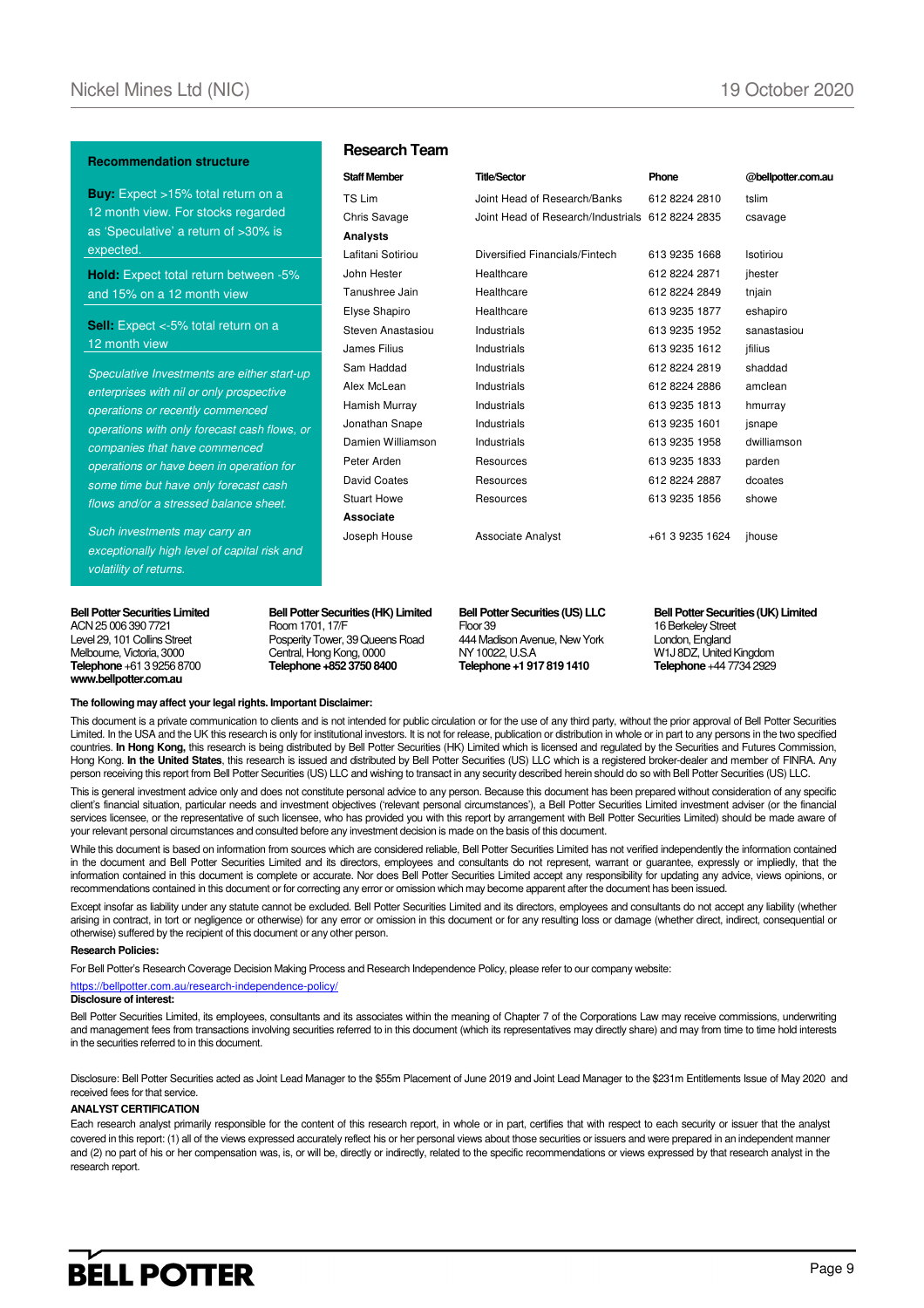### Recommendation structure

**Buy:** Expect >15% total return on a 12 month view. For stocks regarded as 'Speculative' a return of >30% is expected.

**Hold:** Expect total return between -5% and 15% on a 12 month view

**Sell:** Expect <-5% total return on a 12 month view

*Speculative Investments are either start-up enterprises with nil or only prospective operations or recently commenced operations with only forecast cash flows, or companies that have commenced operations or have been in operation for some time but have only forecast cash flows and/or a stressed balance sheet.*

*Such investments may carry an exceptionally high level of capital risk and volatility of returns.*

## Research Team

| Staff Member | Title/Sector | Phone | @bellpotter.com.au |
|---|---|---|---|
| TS Lim | Joint Head of Research/Banks | 612 8224 2810 | tslim |
| Chris Savage | Joint Head of Research/Industrials | 612 8224 2835 | csavage |
| **Analysts** | | | |
| Lafitani Sotiriou | Diversified Financials/Fintech | 613 9235 1668 | lsotiriou |
| John Hester | Healthcare | 612 8224 2871 | jhester |
| Tanushree Jain | Healthcare | 612 8224 2849 | tnjain |
| Elyse Shapiro | Healthcare | 613 9235 1877 | eshapiro |
| Steven Anastasiou | Industrials | 613 9235 1952 | sanastasiou |
| James Filius | Industrials | 613 9235 1612 | jfilius |
| Sam Haddad | Industrials | 612 8224 2819 | shaddad |
| Alex McLean | Industrials | 612 8224 2886 | amclean |
| Hamish Murray | Industrials | 613 9235 1813 | hmurray |
| Jonathan Snape | Industrials | 613 9235 1601 | jsnape |
| Damien Williamson | Industrials | 613 9235 1958 | dwilliamson |
| Peter Arden | Resources | 613 9235 1833 | parden |
| David Coates | Resources | 612 8224 2887 | dcoates |
| Stuart Howe | Resources | 613 9235 1856 | showe |
| **Associate** | | | |
| Joseph House | Associate Analyst | +61 3 9235 1624 | jhouse |

**Bell Potter Securities Limited**
ACN 25 006 390 7721
Level 29, 101 Collins Street
Melbourne, Victoria, 3000
**Telephone** +61 3 9256 8700
**www.bellpotter.com.au**

**Bell Potter Securities (HK) Limited**
Room 1701, 17/F
Posperity Tower, 39 Queens Road
Central, Hong Kong, 0000
**Telephone +852 3750 8400**

**Bell Potter Securities (US) LLC**
Floor 39
444 Madison Avenue, New York
NY 10022, U.S.A
**Telephone +1 917 819 1410**

**Bell Potter Securities (UK) Limited**
16 Berkeley Street
London, England
W1J 8DZ, United Kingdom
**Telephone** +44 7734 2929

**The following may affect your legal rights. Important Disclaimer:**

This document is a private communication to clients and is not intended for public circulation or for the use of any third party, without the prior approval of Bell Potter Securities Limited. In the USA and the UK this research is only for institutional investors. It is not for release, publication or distribution in whole or in part to any persons in the two specified countries. **In Hong Kong,** this research is being distributed by Bell Potter Securities (HK) Limited which is licensed and regulated by the Securities and Futures Commission, Hong Kong. **In the United States**, this research is issued and distributed by Bell Potter Securities (US) LLC which is a registered broker-dealer and member of FINRA. Any person receiving this report from Bell Potter Securities (US) LLC and wishing to transact in any security described herein should do so with Bell Potter Securities (US) LLC.

This is general investment advice only and does not constitute personal advice to any person. Because this document has been prepared without consideration of any specific client's financial situation, particular needs and investment objectives ('relevant personal circumstances'), a Bell Potter Securities Limited investment adviser (or the financial services licensee, or the representative of such licensee, who has provided you with this report by arrangement with Bell Potter Securities Limited) should be made aware of your relevant personal circumstances and consulted before any investment decision is made on the basis of this document.

While this document is based on information from sources which are considered reliable, Bell Potter Securities Limited has not verified independently the information contained in the document and Bell Potter Securities Limited and its directors, employees and consultants do not represent, warrant or guarantee, expressly or impliedly, that the information contained in this document is complete or accurate. Nor does Bell Potter Securities Limited accept any responsibility for updating any advice, views opinions, or recommendations contained in this document or for correcting any error or omission which may become apparent after the document has been issued.

Except insofar as liability under any statute cannot be excluded. Bell Potter Securities Limited and its directors, employees and consultants do not accept any liability (whether arising in contract, in tort or negligence or otherwise) for any error or omission in this document or for any resulting loss or damage (whether direct, indirect, consequential or otherwise) suffered by the recipient of this document or any other person.

**Research Policies:**

For Bell Potter's Research Coverage Decision Making Process and Research Independence Policy, please refer to our company website:

https://bellpotter.com.au/research-independence-policy/

**Disclosure of interest:**

Bell Potter Securities Limited, its employees, consultants and its associates within the meaning of Chapter 7 of the Corporations Law may receive commissions, underwriting and management fees from transactions involving securities referred to in this document (which its representatives may directly share) and may from time to time hold interests in the securities referred to in this document.

Disclosure: Bell Potter Securities acted as Joint Lead Manager to the $55m Placement of June 2019 and Joint Lead Manager to the $231m Entitlements Issue of May 2020 and received fees for that service.

**ANALYST CERTIFICATION**

Each research analyst primarily responsible for the content of this research report, in whole or in part, certifies that with respect to each security or issuer that the analyst covered in this report: (1) all of the views expressed accurately reflect his or her personal views about those securities or issuers and were prepared in an independent manner and (2) no part of his or her compensation was, is, or will be, directly or indirectly, related to the specific recommendations or views expressed by that research analyst in the research report.